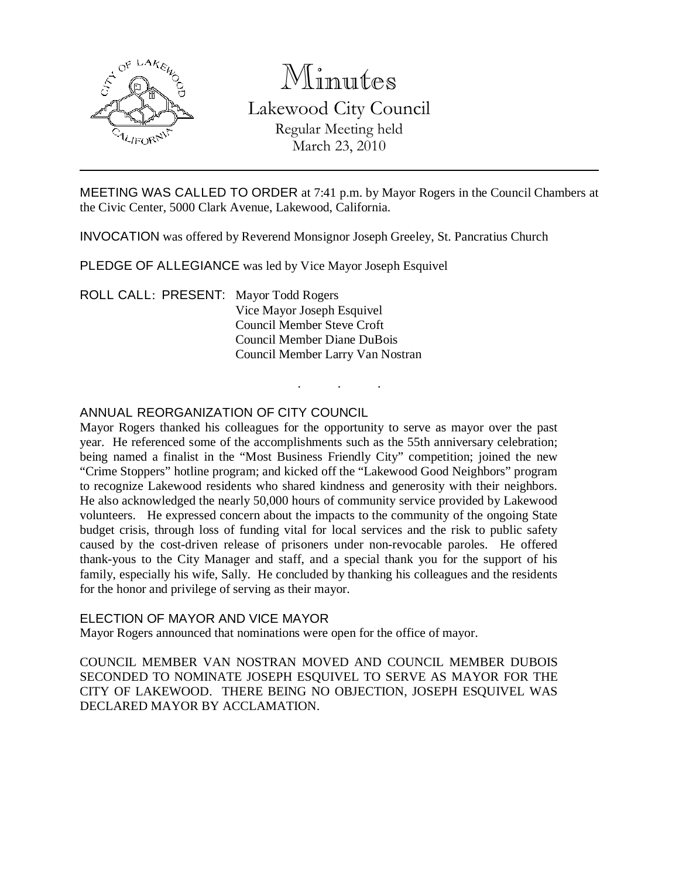# Minutes

## Lakewood City Council

Regular Meeting held
March 23, 2010

---

MEETING WAS CALLED TO ORDER at 7:41 p.m. by Mayor Rogers in the Council Chambers at the Civic Center, 5000 Clark Avenue, Lakewood, California.

INVOCATION was offered by Reverend Monsignor Joseph Greeley, St. Pancratius Church

PLEDGE OF ALLEGIANCE was led by Vice Mayor Joseph Esquivel

ROLL CALL: PRESENT: Mayor Todd Rogers
Vice Mayor Joseph Esquivel
Council Member Steve Croft
Council Member Diane DuBois
Council Member Larry Van Nostran

. . .

ANNUAL REORGANIZATION OF CITY COUNCIL

Mayor Rogers thanked his colleagues for the opportunity to serve as mayor over the past year. He referenced some of the accomplishments such as the 55th anniversary celebration; being named a finalist in the "Most Business Friendly City" competition; joined the new "Crime Stoppers" hotline program; and kicked off the "Lakewood Good Neighbors" program to recognize Lakewood residents who shared kindness and generosity with their neighbors. He also acknowledged the nearly 50,000 hours of community service provided by Lakewood volunteers. He expressed concern about the impacts to the community of the ongoing State budget crisis, through loss of funding vital for local services and the risk to public safety caused by the cost-driven release of prisoners under non-revocable paroles. He offered thank-yous to the City Manager and staff, and a special thank you for the support of his family, especially his wife, Sally. He concluded by thanking his colleagues and the residents for the honor and privilege of serving as their mayor.

ELECTION OF MAYOR AND VICE MAYOR

Mayor Rogers announced that nominations were open for the office of mayor.

COUNCIL MEMBER VAN NOSTRAN MOVED AND COUNCIL MEMBER DUBOIS SECONDED TO NOMINATE JOSEPH ESQUIVEL TO SERVE AS MAYOR FOR THE CITY OF LAKEWOOD. THERE BEING NO OBJECTION, JOSEPH ESQUIVEL WAS DECLARED MAYOR BY ACCLAMATION.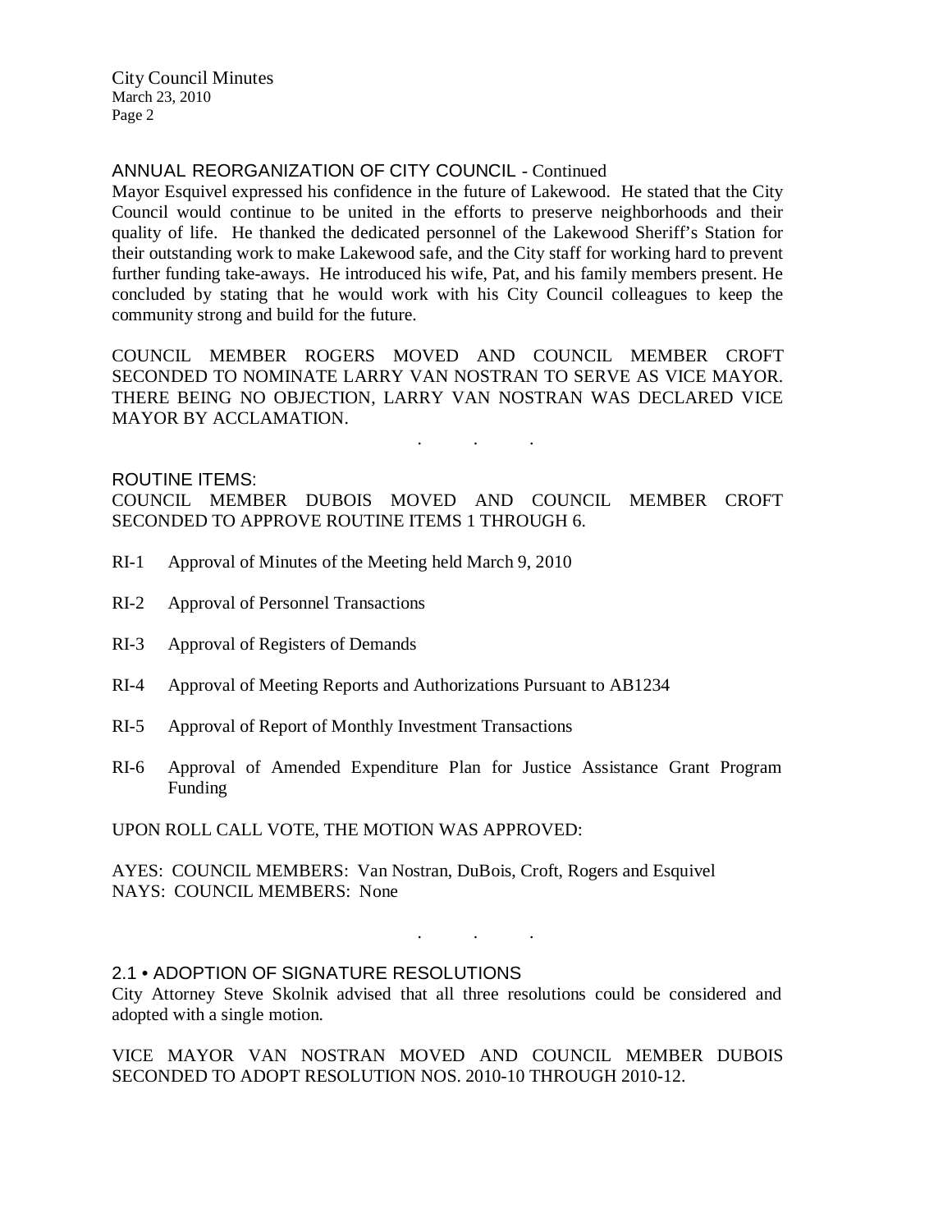## ANNUAL REORGANIZATION OF CITY COUNCIL - Continued

Mayor Esquivel expressed his confidence in the future of Lakewood. He stated that the City Council would continue to be united in the efforts to preserve neighborhoods and their quality of life. He thanked the dedicated personnel of the Lakewood Sheriff's Station for their outstanding work to make Lakewood safe, and the City staff for working hard to prevent further funding take-aways. He introduced his wife, Pat, and his family members present. He concluded by stating that he would work with his City Council colleagues to keep the community strong and build for the future.

COUNCIL MEMBER ROGERS MOVED AND COUNCIL MEMBER CROFT SECONDED TO NOMINATE LARRY VAN NOSTRAN TO SERVE AS VICE MAYOR. THERE BEING NO OBJECTION, LARRY VAN NOSTRAN WAS DECLARED VICE MAYOR BY ACCLAMATION.

. . .

## ROUTINE ITEMS:

COUNCIL MEMBER DUBOIS MOVED AND COUNCIL MEMBER CROFT SECONDED TO APPROVE ROUTINE ITEMS 1 THROUGH 6.

RI-1 Approval of Minutes of the Meeting held March 9, 2010

RI-2 Approval of Personnel Transactions

RI-3 Approval of Registers of Demands

RI-4 Approval of Meeting Reports and Authorizations Pursuant to AB1234

RI-5 Approval of Report of Monthly Investment Transactions

RI-6 Approval of Amended Expenditure Plan for Justice Assistance Grant Program Funding

UPON ROLL CALL VOTE, THE MOTION WAS APPROVED:

AYES: COUNCIL MEMBERS: Van Nostran, DuBois, Croft, Rogers and Esquivel
NAYS: COUNCIL MEMBERS: None

. . .

## 2.1 • ADOPTION OF SIGNATURE RESOLUTIONS

City Attorney Steve Skolnik advised that all three resolutions could be considered and adopted with a single motion.

VICE MAYOR VAN NOSTRAN MOVED AND COUNCIL MEMBER DUBOIS SECONDED TO ADOPT RESOLUTION NOS. 2010-10 THROUGH 2010-12.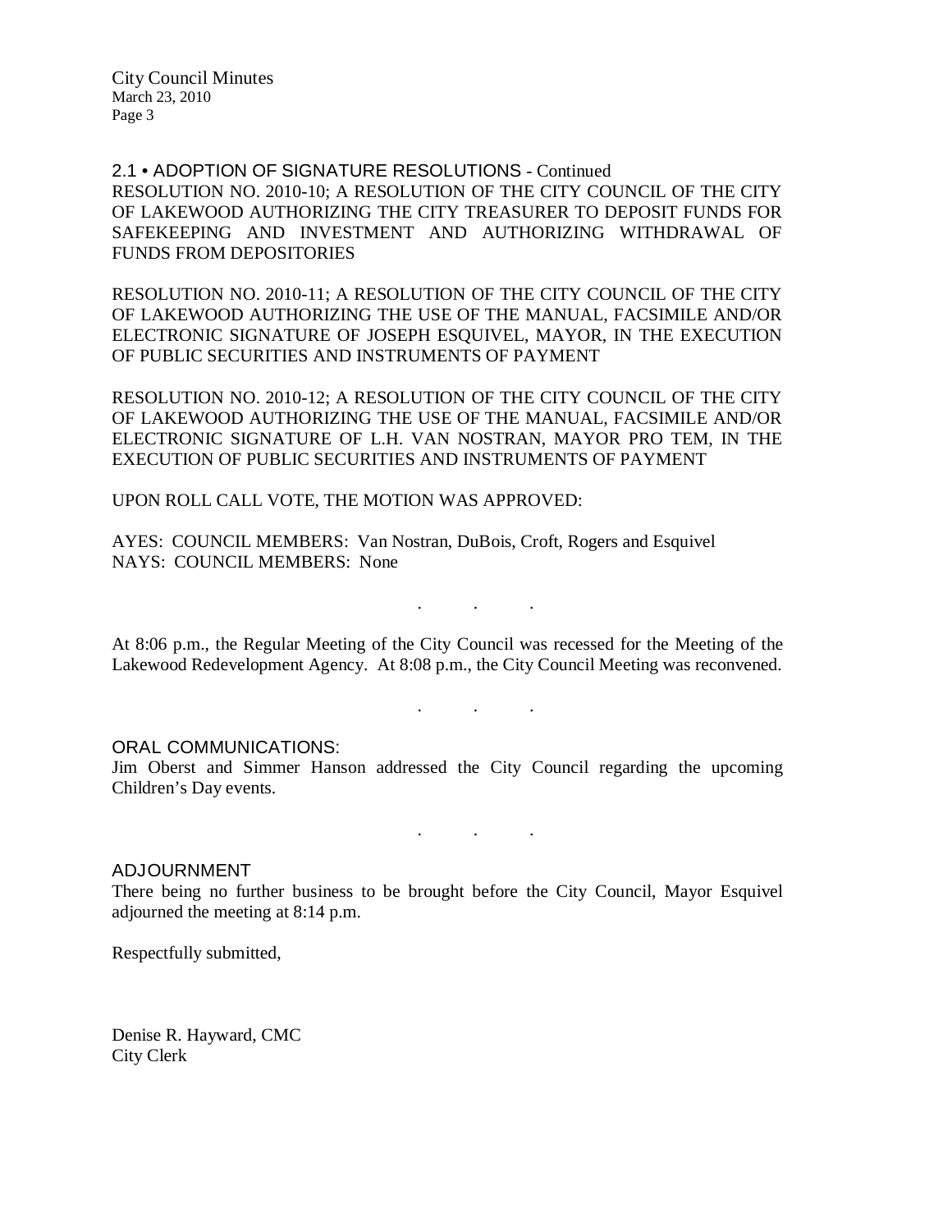2.1 • ADOPTION OF SIGNATURE RESOLUTIONS - Continued
RESOLUTION NO. 2010-10; A RESOLUTION OF THE CITY COUNCIL OF THE CITY OF LAKEWOOD AUTHORIZING THE CITY TREASURER TO DEPOSIT FUNDS FOR SAFEKEEPING AND INVESTMENT AND AUTHORIZING WITHDRAWAL OF FUNDS FROM DEPOSITORIES

RESOLUTION NO. 2010-11; A RESOLUTION OF THE CITY COUNCIL OF THE CITY OF LAKEWOOD AUTHORIZING THE USE OF THE MANUAL, FACSIMILE AND/OR ELECTRONIC SIGNATURE OF JOSEPH ESQUIVEL, MAYOR, IN THE EXECUTION OF PUBLIC SECURITIES AND INSTRUMENTS OF PAYMENT

RESOLUTION NO. 2010-12; A RESOLUTION OF THE CITY COUNCIL OF THE CITY OF LAKEWOOD AUTHORIZING THE USE OF THE MANUAL, FACSIMILE AND/OR ELECTRONIC SIGNATURE OF L.H. VAN NOSTRAN, MAYOR PRO TEM, IN THE EXECUTION OF PUBLIC SECURITIES AND INSTRUMENTS OF PAYMENT

UPON ROLL CALL VOTE, THE MOTION WAS APPROVED:

AYES: COUNCIL MEMBERS: Van Nostran, DuBois, Croft, Rogers and Esquivel
NAYS: COUNCIL MEMBERS: None

. . .

At 8:06 p.m., the Regular Meeting of the City Council was recessed for the Meeting of the Lakewood Redevelopment Agency. At 8:08 p.m., the City Council Meeting was reconvened.

. . .

## ORAL COMMUNICATIONS:

Jim Oberst and Simmer Hanson addressed the City Council regarding the upcoming Children's Day events.

. . .

## ADJOURNMENT

There being no further business to be brought before the City Council, Mayor Esquivel adjourned the meeting at 8:14 p.m.

Respectfully submitted,

Denise R. Hayward, CMC
City Clerk